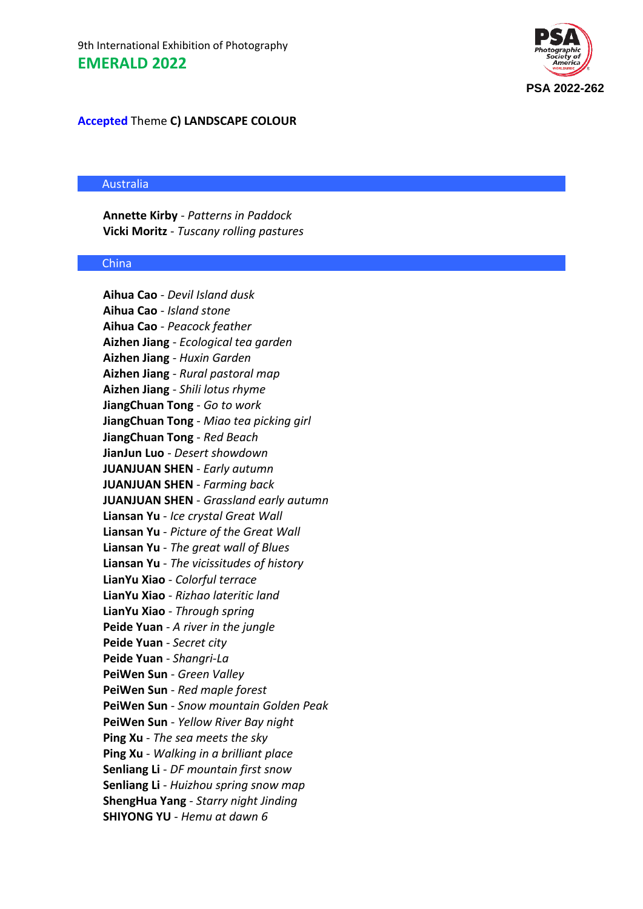9th International Exhibition of Photography

# EMERALD 2022

PSA 2022-262

## Accepted Theme C) LANDSCAPE COLOUR

### Australia

**Annette Kirby** - *Patterns in Paddock*
**Vicki Moritz** - *Tuscany rolling pastures*

### China

**Aihua Cao** - *Devil Island dusk*
**Aihua Cao** - *Island stone*
**Aihua Cao** - *Peacock feather*
**Aizhen Jiang** - *Ecological tea garden*
**Aizhen Jiang** - *Huxin Garden*
**Aizhen Jiang** - *Rural pastoral map*
**Aizhen Jiang** - *Shili lotus rhyme*
**JiangChuan Tong** - *Go to work*
**JiangChuan Tong** - *Miao tea picking girl*
**JiangChuan Tong** - *Red Beach*
**JianJun Luo** - *Desert showdown*
**JUANJUAN SHEN** - *Early autumn*
**JUANJUAN SHEN** - *Farming back*
**JUANJUAN SHEN** - *Grassland early autumn*
**Liansan Yu** - *Ice crystal Great Wall*
**Liansan Yu** - *Picture of the Great Wall*
**Liansan Yu** - *The great wall of Blues*
**Liansan Yu** - *The vicissitudes of history*
**LianYu Xiao** - *Colorful terrace*
**LianYu Xiao** - *Rizhao lateritic land*
**LianYu Xiao** - *Through spring*
**Peide Yuan** - *A river in the jungle*
**Peide Yuan** - *Secret city*
**Peide Yuan** - *Shangri-La*
**PeiWen Sun** - *Green Valley*
**PeiWen Sun** - *Red maple forest*
**PeiWen Sun** - *Snow mountain Golden Peak*
**PeiWen Sun** - *Yellow River Bay night*
**Ping Xu** - *The sea meets the sky*
**Ping Xu** - *Walking in a brilliant place*
**Senliang Li** - *DF mountain first snow*
**Senliang Li** - *Huizhou spring snow map*
**ShengHua Yang** - *Starry night Jinding*
**SHIYONG YU** - *Hemu at dawn 6*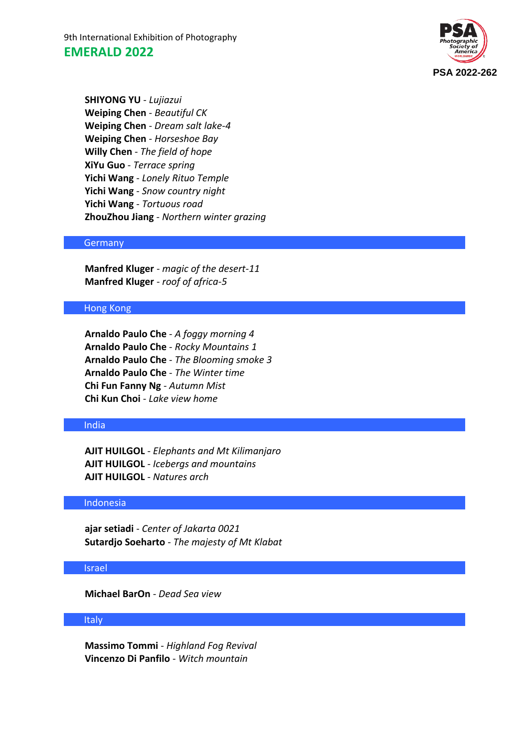**SHIYONG YU** - *Lujiazui*
**Weiping Chen** - *Beautiful CK*
**Weiping Chen** - *Dream salt lake-4*
**Weiping Chen** - *Horseshoe Bay*
**Willy Chen** - *The field of hope*
**XiYu Guo** - *Terrace spring*
**Yichi Wang** - *Lonely Rituo Temple*
**Yichi Wang** - *Snow country night*
**Yichi Wang** - *Tortuous road*
**ZhouZhou Jiang** - *Northern winter grazing*

## Germany

**Manfred Kluger** - *magic of the desert-11*
**Manfred Kluger** - *roof of africa-5*

## Hong Kong

**Arnaldo Paulo Che** - *A foggy morning 4*
**Arnaldo Paulo Che** - *Rocky Mountains 1*
**Arnaldo Paulo Che** - *The Blooming smoke 3*
**Arnaldo Paulo Che** - *The Winter time*
**Chi Fun Fanny Ng** - *Autumn Mist*
**Chi Kun Choi** - *Lake view home*

## India

**AJIT HUILGOL** - *Elephants and Mt Kilimanjaro*
**AJIT HUILGOL** - *Icebergs and mountains*
**AJIT HUILGOL** - *Natures arch*

## Indonesia

**ajar setiadi** - *Center of Jakarta 0021*
**Sutardjo Soeharto** - *The majesty of Mt Klabat*

## Israel

**Michael BarOn** - *Dead Sea view*

## Italy

**Massimo Tommi** - *Highland Fog Revival*
**Vincenzo Di Panfilo** - *Witch mountain*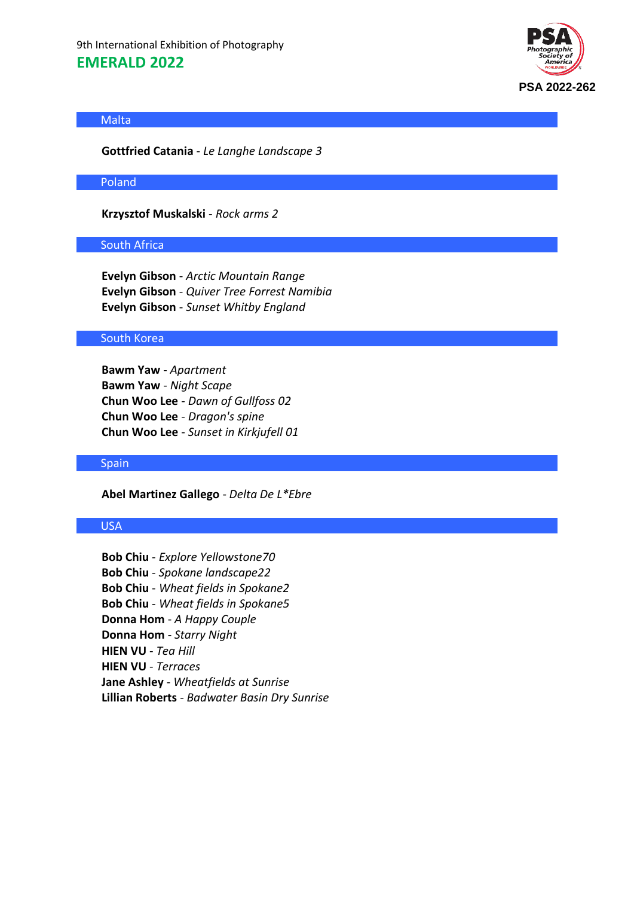## Malta

**Gottfried Catania** - *Le Langhe Landscape 3*

## Poland

**Krzysztof Muskalski** - *Rock arms 2*

## South Africa

**Evelyn Gibson** - *Arctic Mountain Range*
**Evelyn Gibson** - *Quiver Tree Forrest Namibia*
**Evelyn Gibson** - *Sunset Whitby England*

## South Korea

**Bawm Yaw** - *Apartment*
**Bawm Yaw** - *Night Scape*
**Chun Woo Lee** - *Dawn of Gullfoss 02*
**Chun Woo Lee** - *Dragon's spine*
**Chun Woo Lee** - *Sunset in Kirkjufell 01*

## Spain

**Abel Martinez Gallego** - *Delta De L*Ebre*

## USA

**Bob Chiu** - *Explore Yellowstone70*
**Bob Chiu** - *Spokane landscape22*
**Bob Chiu** - *Wheat fields in Spokane2*
**Bob Chiu** - *Wheat fields in Spokane5*
**Donna Hom** - *A Happy Couple*
**Donna Hom** - *Starry Night*
**HIEN VU** - *Tea Hill*
**HIEN VU** - *Terraces*
**Jane Ashley** - *Wheatfields at Sunrise*
**Lillian Roberts** - *Badwater Basin Dry Sunrise*